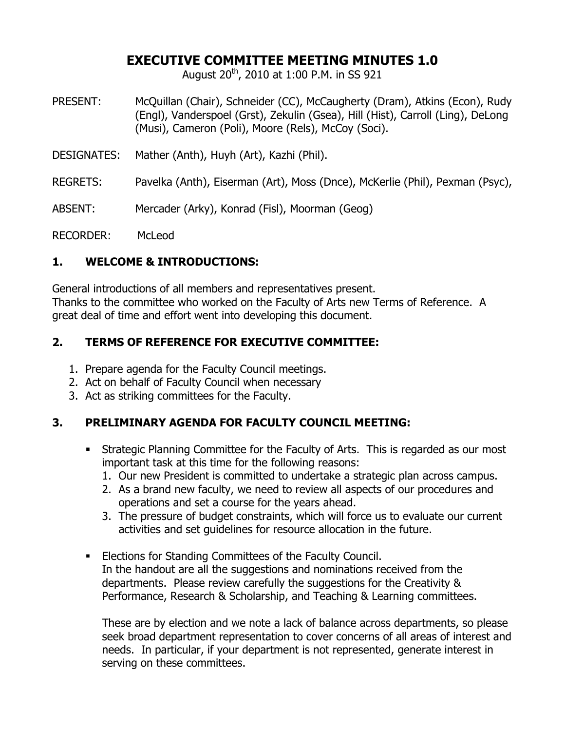# EXECUTIVE COMMITTEE MEETING MINUTES 1.0

August 20th, 2010 at 1:00 P.M. in SS 921

PRESENT: McQuillan (Chair), Schneider (CC), McCaugherty (Dram), Atkins (Econ), Rudy (Engl), Vanderspoel (Grst), Zekulin (Gsea), Hill (Hist), Carroll (Ling), DeLong (Musi), Cameron (Poli), Moore (Rels), McCoy (Soci).

DESIGNATES: Mather (Anth), Huyh (Art), Kazhi (Phil).

REGRETS: Pavelka (Anth), Eiserman (Art), Moss (Dnce), McKerlie (Phil), Pexman (Psyc),

ABSENT: Mercader (Arky), Konrad (Fisl), Moorman (Geog)

RECORDER: McLeod

## 1. WELCOME & INTRODUCTIONS:

General introductions of all members and representatives present.
Thanks to the committee who worked on the Faculty of Arts new Terms of Reference. A great deal of time and effort went into developing this document.

## 2. TERMS OF REFERENCE FOR EXECUTIVE COMMITTEE:

1. Prepare agenda for the Faculty Council meetings.
2. Act on behalf of Faculty Council when necessary
3. Act as striking committees for the Faculty.

## 3. PRELIMINARY AGENDA FOR FACULTY COUNCIL MEETING:

- Strategic Planning Committee for the Faculty of Arts. This is regarded as our most important task at this time for the following reasons:
  1. Our new President is committed to undertake a strategic plan across campus.
  2. As a brand new faculty, we need to review all aspects of our procedures and operations and set a course for the years ahead.
  3. The pressure of budget constraints, which will force us to evaluate our current activities and set guidelines for resource allocation in the future.

- Elections for Standing Committees of the Faculty Council.
  In the handout are all the suggestions and nominations received from the departments. Please review carefully the suggestions for the Creativity & Performance, Research & Scholarship, and Teaching & Learning committees.

  These are by election and we note a lack of balance across departments, so please seek broad department representation to cover concerns of all areas of interest and needs. In particular, if your department is not represented, generate interest in serving on these committees.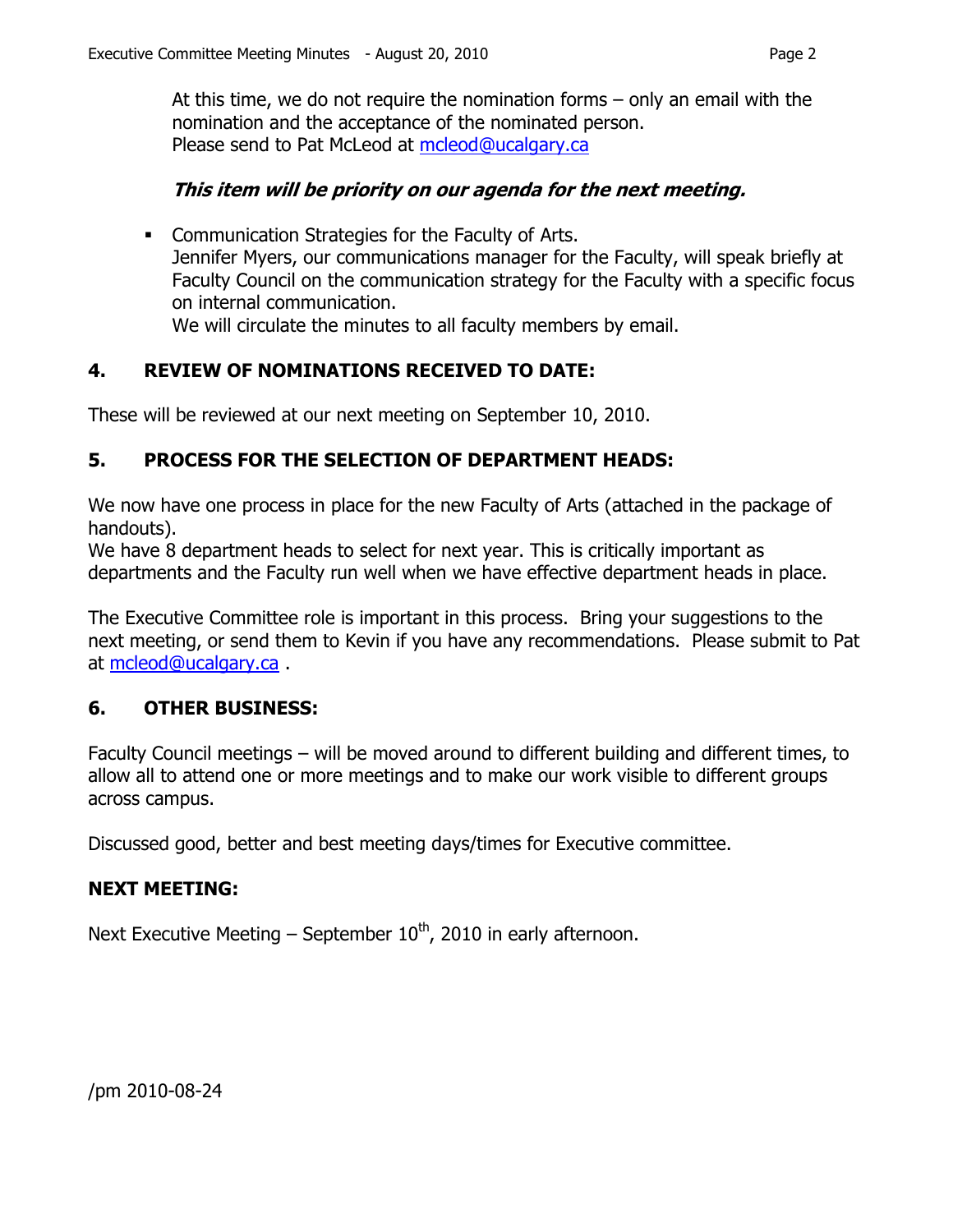At this time, we do not require the nomination forms – only an email with the nomination and the acceptance of the nominated person.
Please send to Pat McLeod at mcleod@ucalgary.ca

***This item will be priority on our agenda for the next meeting.***

- Communication Strategies for the Faculty of Arts.
  Jennifer Myers, our communications manager for the Faculty, will speak briefly at Faculty Council on the communication strategy for the Faculty with a specific focus on internal communication.
  We will circulate the minutes to all faculty members by email.

## 4. REVIEW OF NOMINATIONS RECEIVED TO DATE:

These will be reviewed at our next meeting on September 10, 2010.

## 5. PROCESS FOR THE SELECTION OF DEPARTMENT HEADS:

We now have one process in place for the new Faculty of Arts (attached in the package of handouts).
We have 8 department heads to select for next year. This is critically important as departments and the Faculty run well when we have effective department heads in place.

The Executive Committee role is important in this process. Bring your suggestions to the next meeting, or send them to Kevin if you have any recommendations. Please submit to Pat at mcleod@ucalgary.ca .

## 6. OTHER BUSINESS:

Faculty Council meetings – will be moved around to different building and different times, to allow all to attend one or more meetings and to make our work visible to different groups across campus.

Discussed good, better and best meeting days/times for Executive committee.

## NEXT MEETING:

Next Executive Meeting – September 10th, 2010 in early afternoon.

/pm 2010-08-24